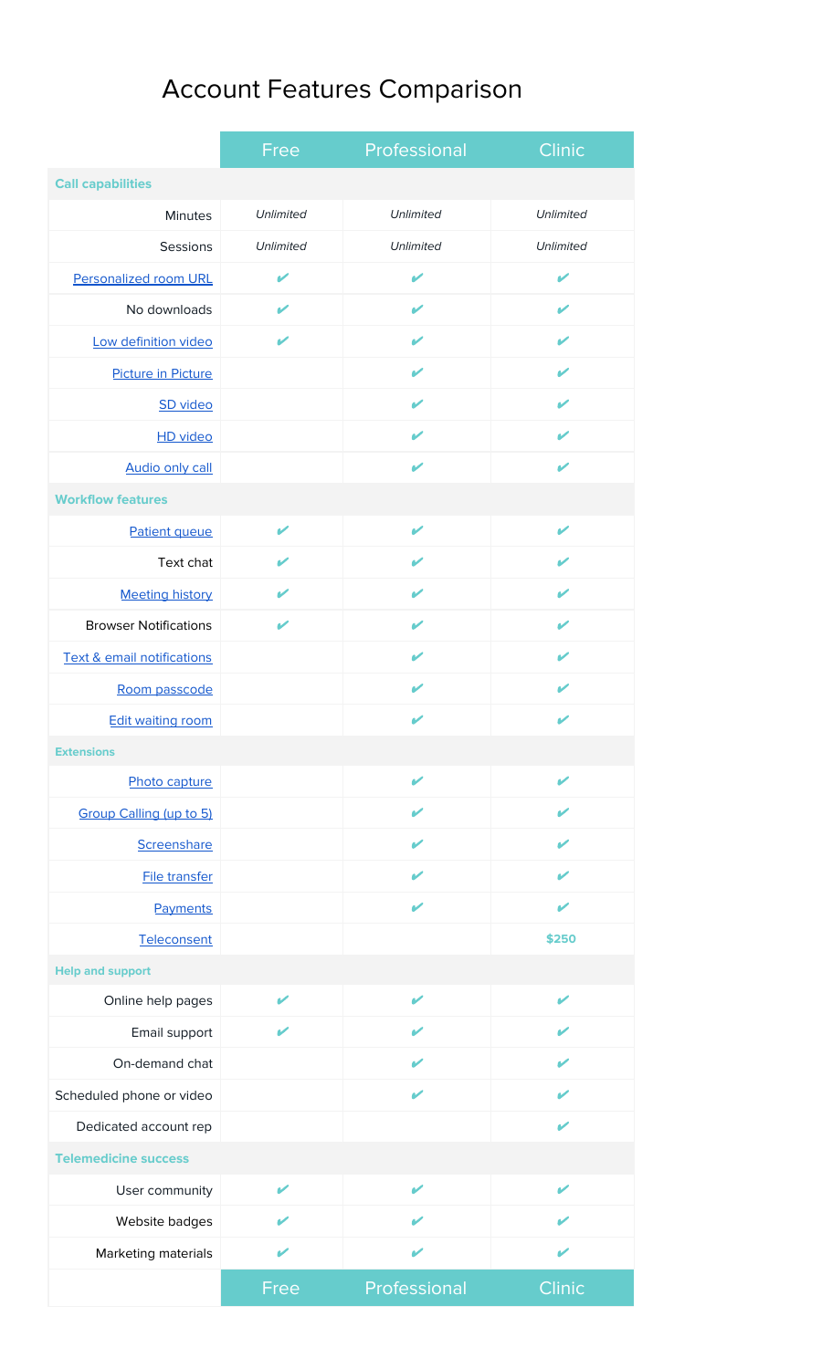# Account Features Comparison

| | Free | Professional | Clinic |
|---|---|---|---|
| **Call capabilities** | | | |
| Minutes | *Unlimited* | *Unlimited* | *Unlimited* |
| Sessions | *Unlimited* | *Unlimited* | *Unlimited* |
| Personalized room URL | ✔ | ✔ | ✔ |
| No downloads | ✔ | ✔ | ✔ |
| Low definition video | ✔ | ✔ | ✔ |
| Picture in Picture | | ✔ | ✔ |
| SD video | | ✔ | ✔ |
| HD video | | ✔ | ✔ |
| Audio only call | | ✔ | ✔ |
| **Workflow features** | | | |
| Patient queue | ✔ | ✔ | ✔ |
| Text chat | ✔ | ✔ | ✔ |
| Meeting history | ✔ | ✔ | ✔ |
| Browser Notifications | ✔ | ✔ | ✔ |
| Text & email notifications | | ✔ | ✔ |
| Room passcode | | ✔ | ✔ |
| Edit waiting room | | ✔ | ✔ |
| **Extensions** | | | |
| Photo capture | | ✔ | ✔ |
| Group Calling (up to 5) | | ✔ | ✔ |
| Screenshare | | ✔ | ✔ |
| File transfer | | ✔ | ✔ |
| Payments | | ✔ | ✔ |
| Teleconsent | | | **$250** |
| **Help and support** | | | |
| Online help pages | ✔ | ✔ | ✔ |
| Email support | ✔ | ✔ | ✔ |
| On-demand chat | | ✔ | ✔ |
| Scheduled phone or video | | ✔ | ✔ |
| Dedicated account rep | | | ✔ |
| **Telemedicine success** | | | |
| User community | ✔ | ✔ | ✔ |
| Website badges | ✔ | ✔ | ✔ |
| Marketing materials | ✔ | ✔ | ✔ |
| | Free | Professional | Clinic |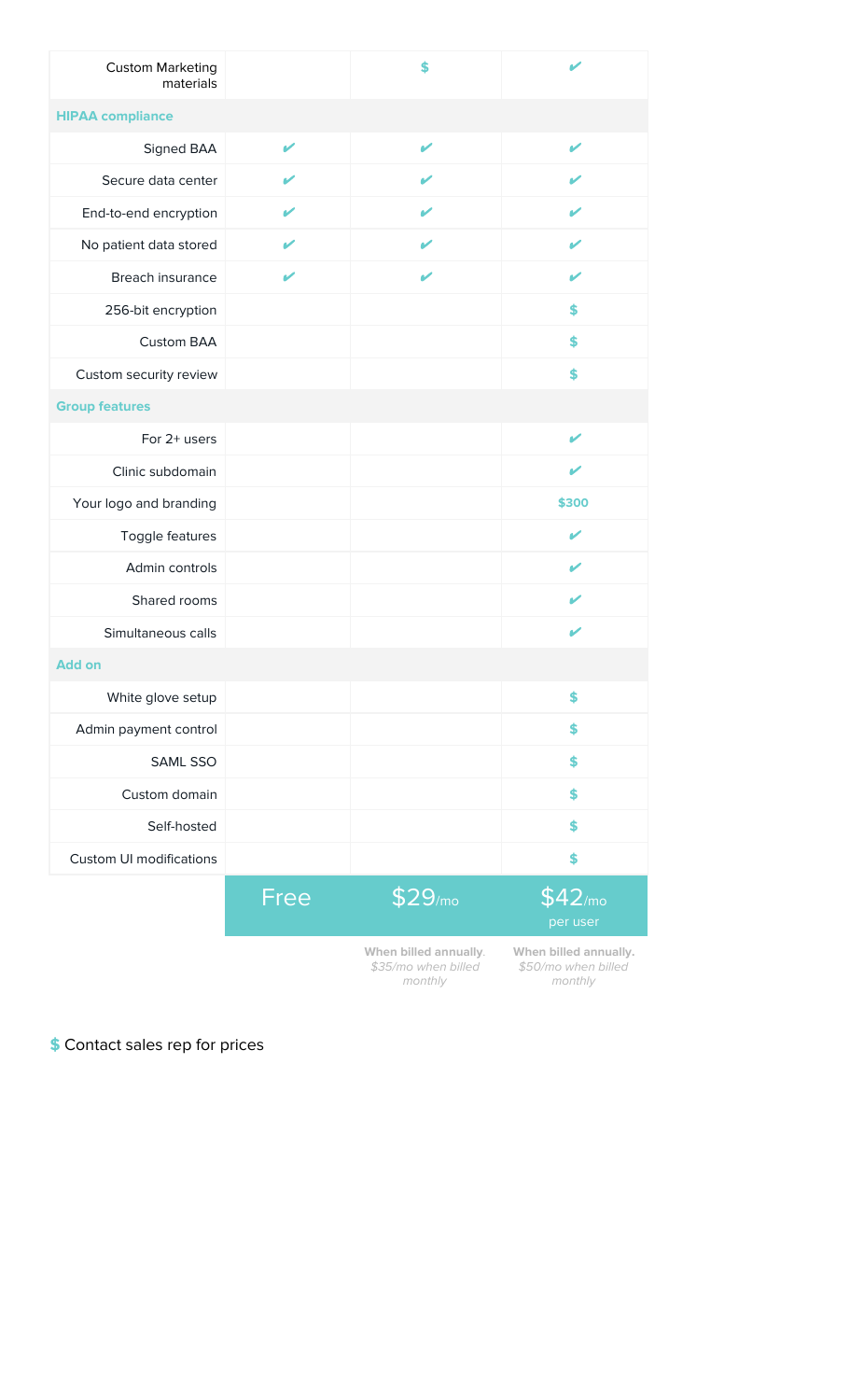| | | | |
|---|---|---|---|
| Custom Marketing materials | | $ | ✔ |
| **HIPAA compliance** | | | |
| Signed BAA | ✔ | ✔ | ✔ |
| Secure data center | ✔ | ✔ | ✔ |
| End-to-end encryption | ✔ | ✔ | ✔ |
| No patient data stored | ✔ | ✔ | ✔ |
| Breach insurance | ✔ | ✔ | ✔ |
| 256-bit encryption | | | $ |
| Custom BAA | | | $ |
| Custom security review | | | $ |
| **Group features** | | | |
| For 2+ users | | | ✔ |
| Clinic subdomain | | | ✔ |
| Your logo and branding | | | $300 |
| Toggle features | | | ✔ |
| Admin controls | | | ✔ |
| Shared rooms | | | ✔ |
| Simultaneous calls | | | ✔ |
| **Add on** | | | |
| White glove setup | | | $ |
| Admin payment control | | | $ |
| SAML SSO | | | $ |
| Custom domain | | | $ |
| Self-hosted | | | $ |
| Custom UI modifications | | | $ |
| | Free | $29/mo | $42/mo per user |
| | | **When billed annually**. *$35/mo when billed monthly* | **When billed annually.** *$50/mo when billed monthly* |

**$** Contact sales rep for prices